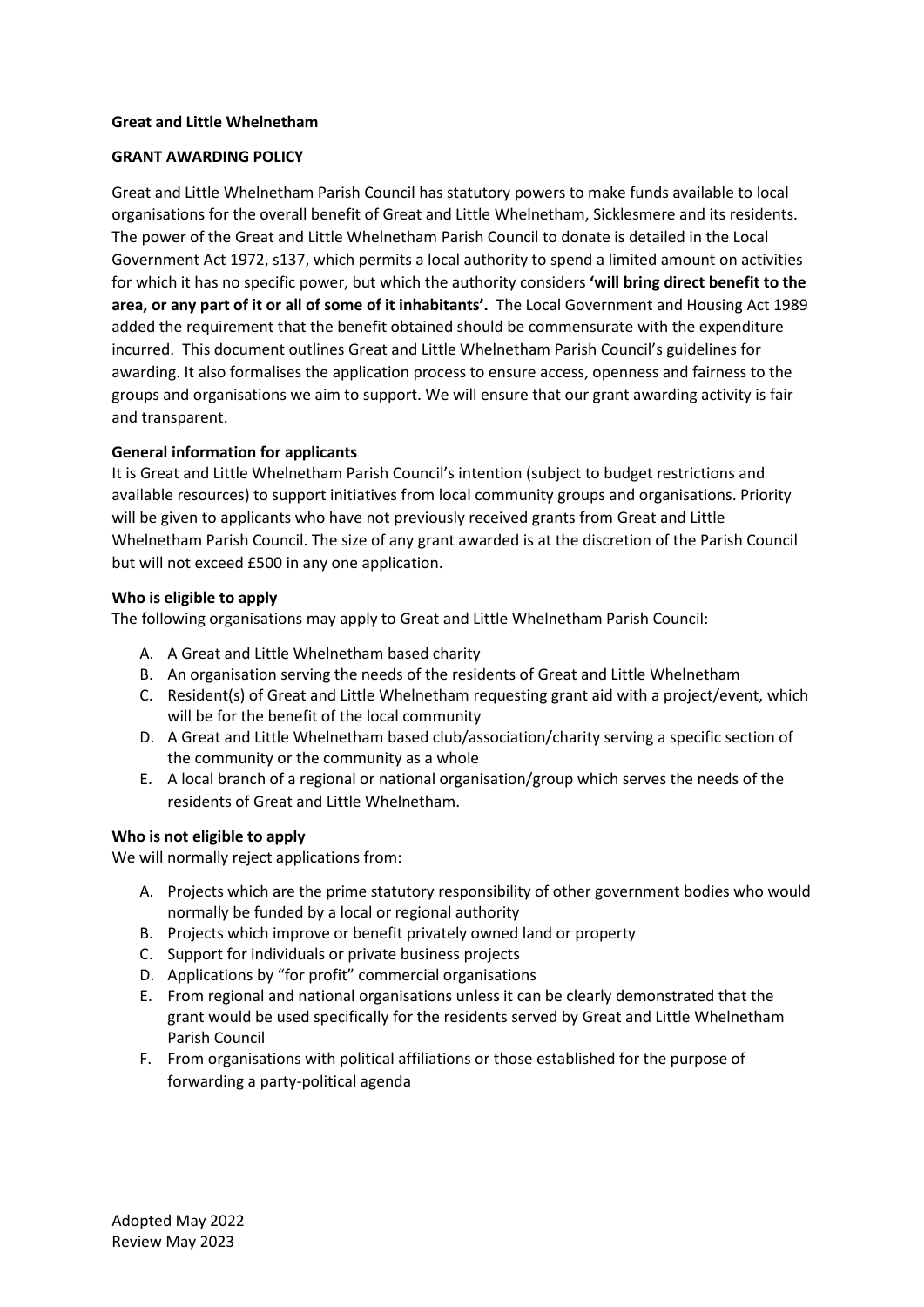**Great and Little Whelnetham**

**GRANT AWARDING POLICY**

Great and Little Whelnetham Parish Council has statutory powers to make funds available to local organisations for the overall benefit of Great and Little Whelnetham, Sicklesmere and its residents. The power of the Great and Little Whelnetham Parish Council to donate is detailed in the Local Government Act 1972, s137, which permits a local authority to spend a limited amount on activities for which it has no specific power, but which the authority considers **'will bring direct benefit to the area, or any part of it or all of some of it inhabitants'.** The Local Government and Housing Act 1989 added the requirement that the benefit obtained should be commensurate with the expenditure incurred. This document outlines Great and Little Whelnetham Parish Council's guidelines for awarding. It also formalises the application process to ensure access, openness and fairness to the groups and organisations we aim to support. We will ensure that our grant awarding activity is fair and transparent.

**General information for applicants**

It is Great and Little Whelnetham Parish Council's intention (subject to budget restrictions and available resources) to support initiatives from local community groups and organisations. Priority will be given to applicants who have not previously received grants from Great and Little Whelnetham Parish Council. The size of any grant awarded is at the discretion of the Parish Council but will not exceed £500 in any one application.

**Who is eligible to apply**

The following organisations may apply to Great and Little Whelnetham Parish Council:

A. A Great and Little Whelnetham based charity
B. An organisation serving the needs of the residents of Great and Little Whelnetham
C. Resident(s) of Great and Little Whelnetham requesting grant aid with a project/event, which will be for the benefit of the local community
D. A Great and Little Whelnetham based club/association/charity serving a specific section of the community or the community as a whole
E. A local branch of a regional or national organisation/group which serves the needs of the residents of Great and Little Whelnetham.

**Who is not eligible to apply**

We will normally reject applications from:

A. Projects which are the prime statutory responsibility of other government bodies who would normally be funded by a local or regional authority
B. Projects which improve or benefit privately owned land or property
C. Support for individuals or private business projects
D. Applications by "for profit" commercial organisations
E. From regional and national organisations unless it can be clearly demonstrated that the grant would be used specifically for the residents served by Great and Little Whelnetham Parish Council
F. From organisations with political affiliations or those established for the purpose of forwarding a party-political agenda

Adopted May 2022
Review May 2023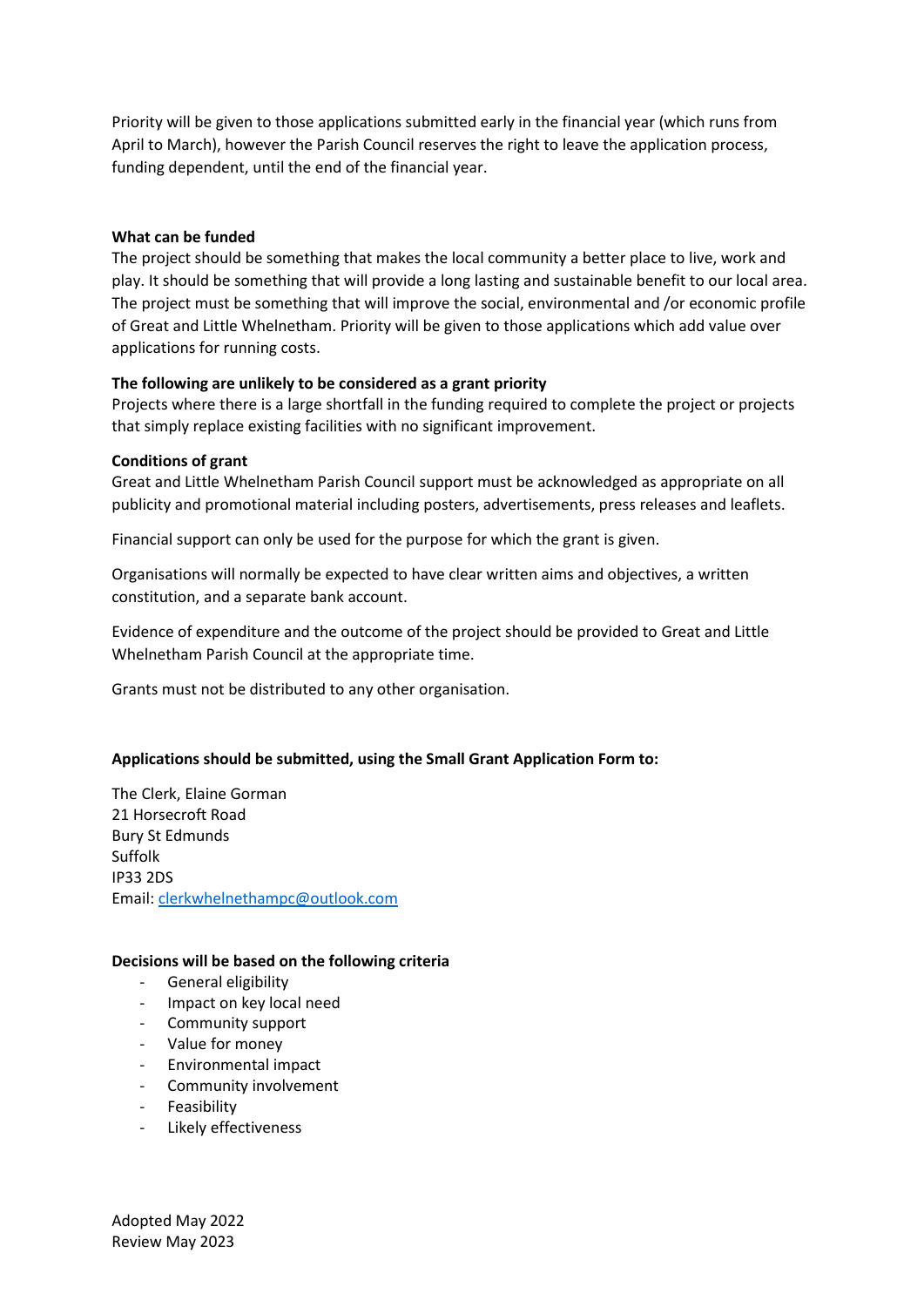Priority will be given to those applications submitted early in the financial year (which runs from April to March), however the Parish Council reserves the right to leave the application process, funding dependent, until the end of the financial year.

**What can be funded**

The project should be something that makes the local community a better place to live, work and play. It should be something that will provide a long lasting and sustainable benefit to our local area. The project must be something that will improve the social, environmental and /or economic profile of Great and Little Whelnetham. Priority will be given to those applications which add value over applications for running costs.

**The following are unlikely to be considered as a grant priority**

Projects where there is a large shortfall in the funding required to complete the project or projects that simply replace existing facilities with no significant improvement.

**Conditions of grant**

Great and Little Whelnetham Parish Council support must be acknowledged as appropriate on all publicity and promotional material including posters, advertisements, press releases and leaflets.

Financial support can only be used for the purpose for which the grant is given.

Organisations will normally be expected to have clear written aims and objectives, a written constitution, and a separate bank account.

Evidence of expenditure and the outcome of the project should be provided to Great and Little Whelnetham Parish Council at the appropriate time.

Grants must not be distributed to any other organisation.

**Applications should be submitted, using the Small Grant Application Form to:**

The Clerk, Elaine Gorman
21 Horsecroft Road
Bury St Edmunds
Suffolk
IP33 2DS
Email: clerkwhelnethampc@outlook.com

**Decisions will be based on the following criteria**

- General eligibility
- Impact on key local need
- Community support
- Value for money
- Environmental impact
- Community involvement
- Feasibility
- Likely effectiveness

Adopted May 2022
Review May 2023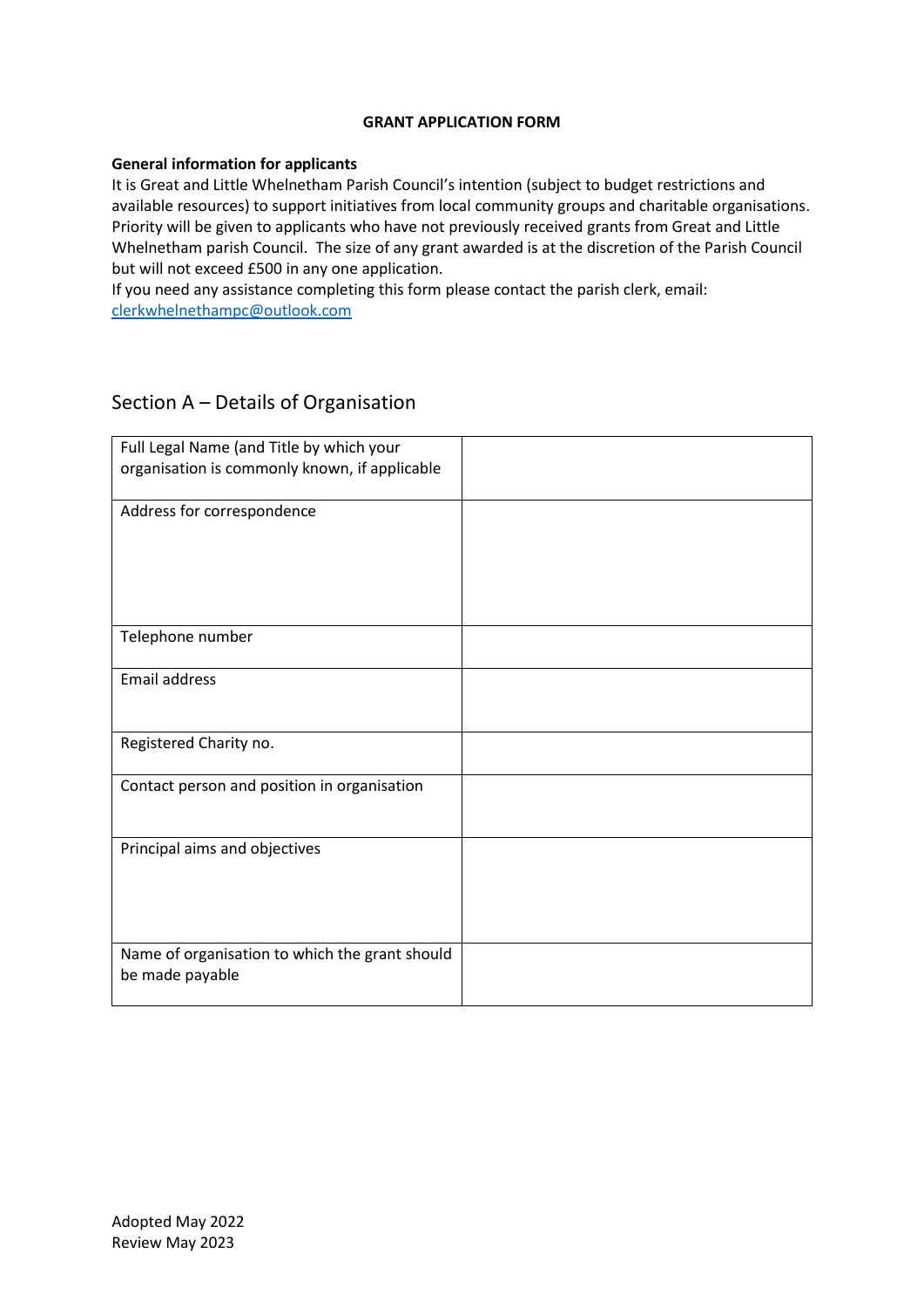**GRANT APPLICATION FORM**

**General information for applicants**

It is Great and Little Whelnetham Parish Council's intention (subject to budget restrictions and available resources) to support initiatives from local community groups and charitable organisations. Priority will be given to applicants who have not previously received grants from Great and Little Whelnetham parish Council. The size of any grant awarded is at the discretion of the Parish Council but will not exceed £500 in any one application.

If you need any assistance completing this form please contact the parish clerk, email: clerkwhelnethampc@outlook.com

## Section A – Details of Organisation

| | |
|---|---|
| Full Legal Name (and Title by which your organisation is commonly known, if applicable | |
| Address for correspondence | |
| Telephone number | |
| Email address | |
| Registered Charity no. | |
| Contact person and position in organisation | |
| Principal aims and objectives | |
| Name of organisation to which the grant should be made payable | |

Adopted May 2022
Review May 2023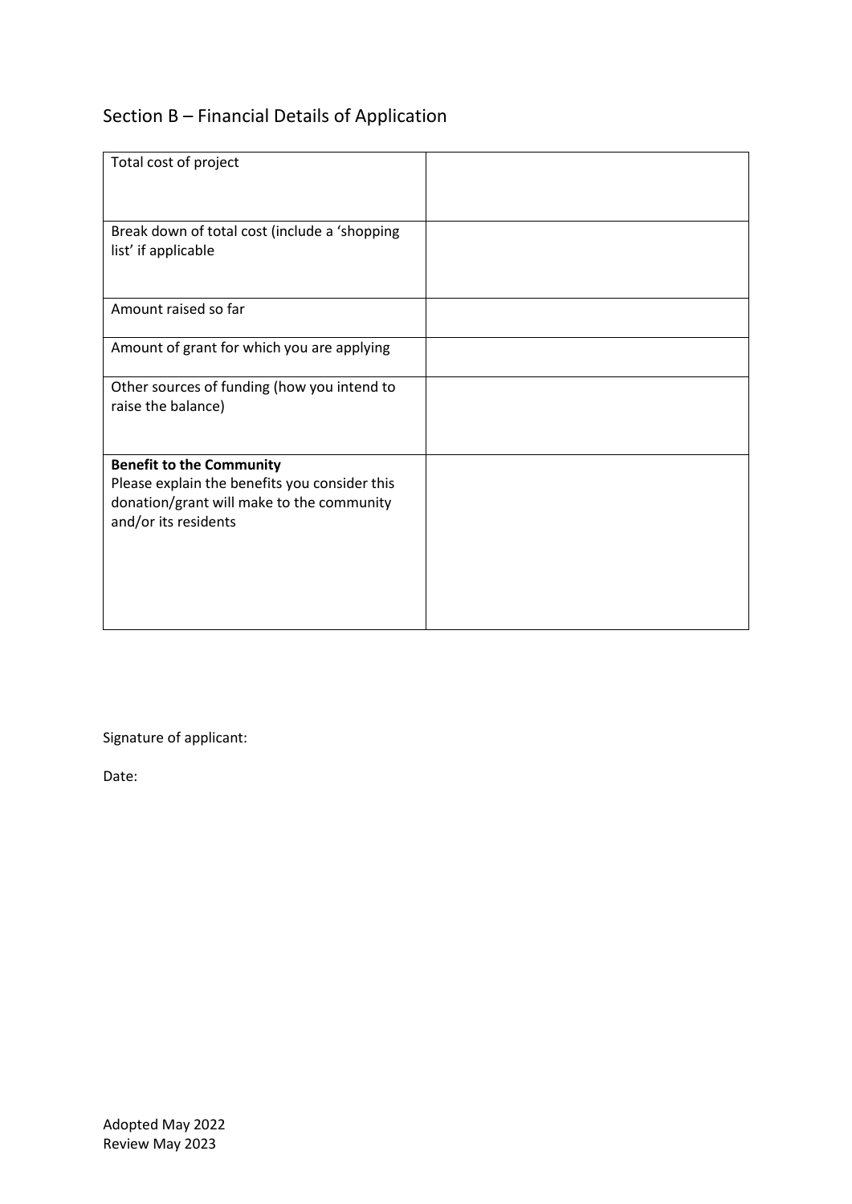## Section B – Financial Details of Application

| | |
|---|---|
| Total cost of project | |
| Break down of total cost (include a 'shopping list' if applicable | |
| Amount raised so far | |
| Amount of grant for which you are applying | |
| Other sources of funding (how you intend to raise the balance) | |
| **Benefit to the Community** Please explain the benefits you consider this donation/grant will make to the community and/or its residents | |

Signature of applicant:

Date:

Adopted May 2022
Review May 2023